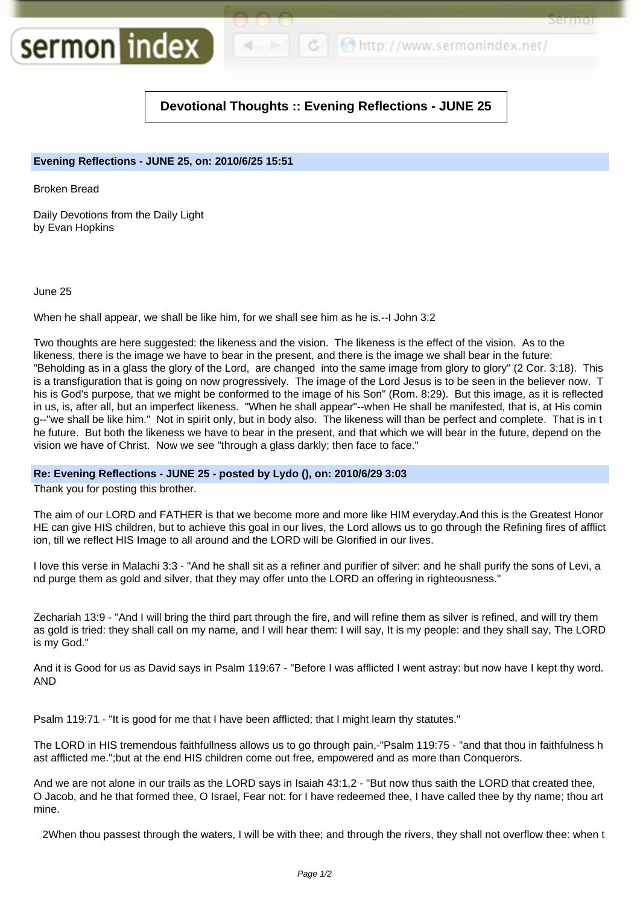# Devotional Thoughts :: Evening Reflections - JUNE 25

**Evening Reflections - JUNE 25, on: 2010/6/25 15:51**

Broken Bread

Daily Devotions from the Daily Light
by Evan Hopkins

June 25

When he shall appear, we shall be like him, for we shall see him as he is.--I John 3:2

Two thoughts are here suggested: the likeness and the vision. The likeness is the effect of the vision. As to the likeness, there is the image we have to bear in the present, and there is the image we shall bear in the future: "Beholding as in a glass the glory of the Lord, are changed into the same image from glory to glory" (2 Cor. 3:18). This is a transfiguration that is going on now progressively. The image of the Lord Jesus is to be seen in the believer now. This is God's purpose, that we might be conformed to the image of his Son" (Rom. 8:29). But this image, as it is reflected in us, is, after all, but an imperfect likeness. "When he shall appear"--when He shall be manifested, that is, at His coming--"we shall be like him." Not in spirit only, but in body also. The likeness will than be perfect and complete. That is in the future. But both the likeness we have to bear in the present, and that which we will bear in the future, depend on the vision we have of Christ. Now we see "through a glass darkly; then face to face."

**Re: Evening Reflections - JUNE 25 - posted by Lydo (), on: 2010/6/29 3:03**

Thank you for posting this brother.

The aim of our LORD and FATHER is that we become more and more like HIM everyday.And this is the Greatest Honor HE can give HIS children, but to achieve this goal in our lives, the Lord allows us to go through the Refining fires of affliction, till we reflect HIS Image to all around and the LORD will be Glorified in our lives.

I love this verse in Malachi 3:3 - "And he shall sit as a refiner and purifier of silver: and he shall purify the sons of Levi, and purge them as gold and silver, that they may offer unto the LORD an offering in righteousness."

Zechariah 13:9 - "And I will bring the third part through the fire, and will refine them as silver is refined, and will try them as gold is tried: they shall call on my name, and I will hear them: I will say, It is my people: and they shall say, The LORD is my God."

And it is Good for us as David says in Psalm 119:67 - "Before I was afflicted I went astray: but now have I kept thy word. AND

Psalm 119:71 - "It is good for me that I have been afflicted; that I might learn thy statutes."

The LORD in HIS tremendous faithfullness allows us to go through pain,-"Psalm 119:75 - "and that thou in faithfulness hast afflicted me.";but at the end HIS children come out free, empowered and as more than Conquerors.

And we are not alone in our trails as the LORD says in Isaiah 43:1,2 - "But now thus saith the LORD that created thee, O Jacob, and he that formed thee, O Israel, Fear not: for I have redeemed thee, I have called thee by thy name; thou art mine.

2When thou passest through the waters, I will be with thee; and through the rivers, they shall not overflow thee: when t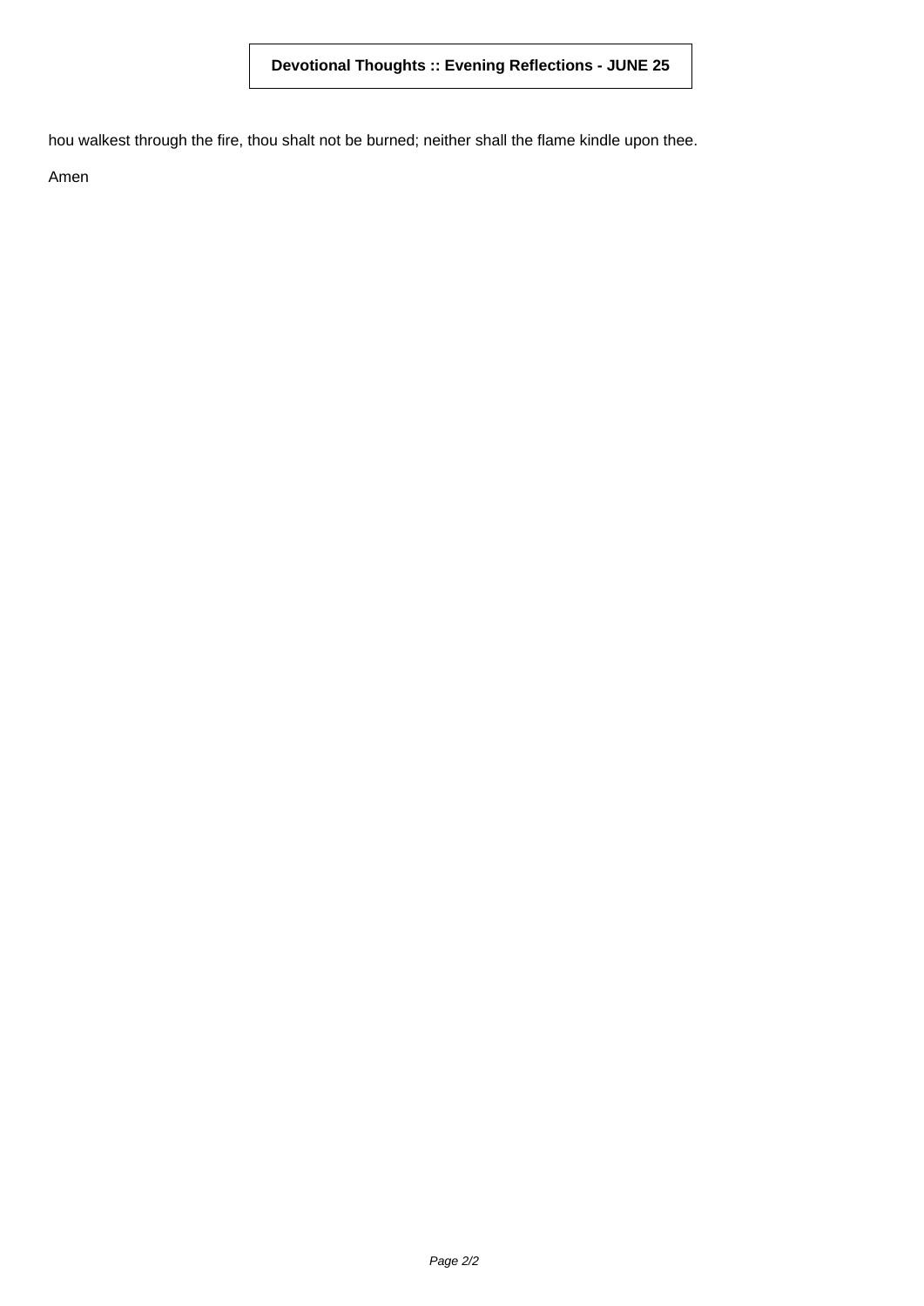hou walkest through the fire, thou shalt not be burned; neither shall the flame kindle upon thee.

Amen